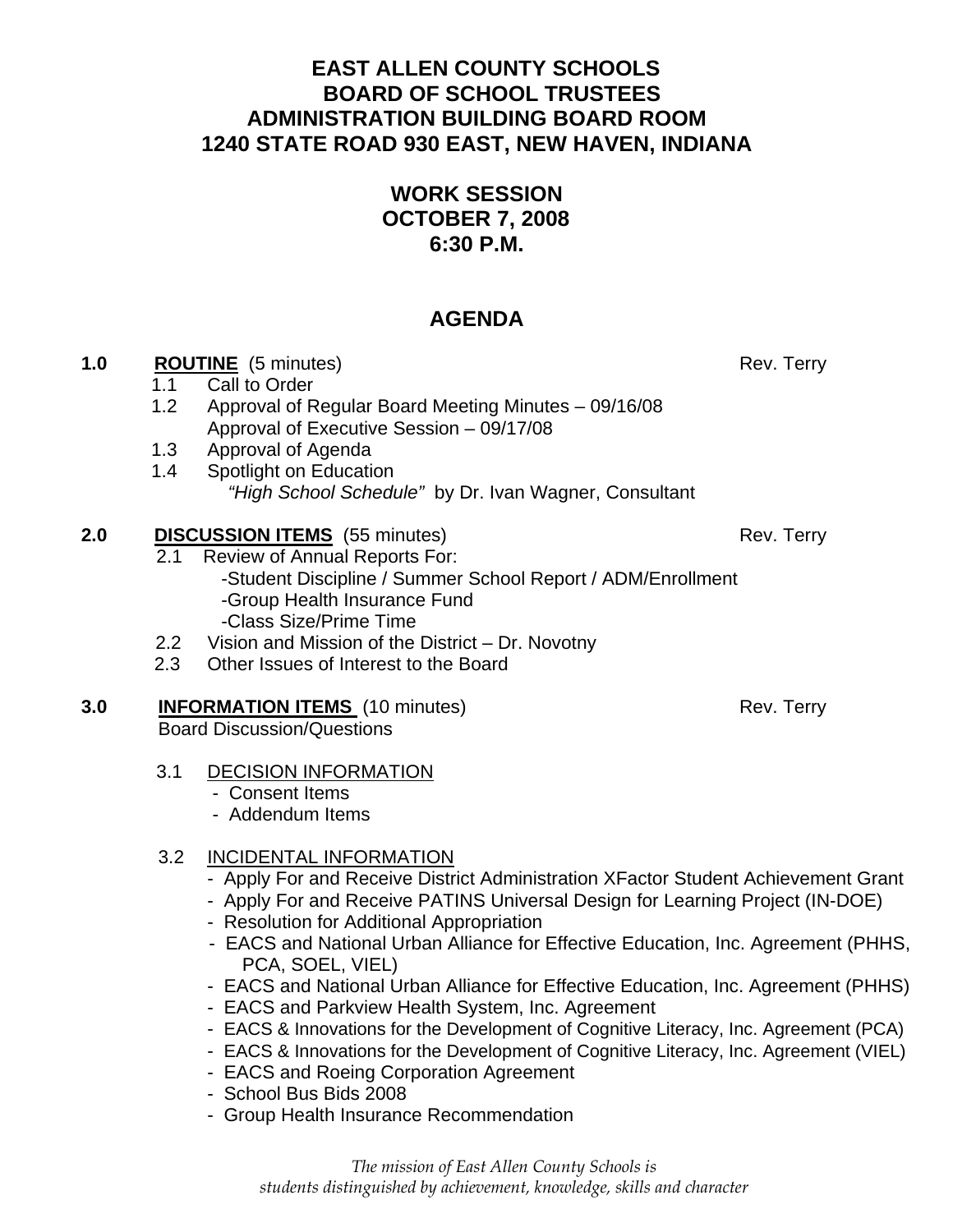# EAST ALLEN COUNTY SCHOOLS
# BOARD OF SCHOOL TRUSTEES
# ADMINISTRATION BUILDING BOARD ROOM
# 1240 STATE ROAD 930 EAST, NEW HAVEN, INDIANA

## WORK SESSION
## OCTOBER 7, 2008
## 6:30 P.M.

## AGENDA

**1.0 ROUTINE** (5 minutes) — Rev. Terry

- 1.1 Call to Order
- 1.2 Approval of Regular Board Meeting Minutes – 09/16/08
  Approval of Executive Session – 09/17/08
- 1.3 Approval of Agenda
- 1.4 Spotlight on Education
  *"High School Schedule"* by Dr. Ivan Wagner, Consultant

**2.0 DISCUSSION ITEMS** (55 minutes) — Rev. Terry

- 2.1 Review of Annual Reports For:
  - -Student Discipline / Summer School Report / ADM/Enrollment
  - -Group Health Insurance Fund
  - -Class Size/Prime Time
- 2.2 Vision and Mission of the District – Dr. Novotny
- 2.3 Other Issues of Interest to the Board

**3.0 INFORMATION ITEMS** (10 minutes) — Rev. Terry

Board Discussion/Questions

- 3.1 DECISION INFORMATION
  - Consent Items
  - Addendum Items

- 3.2 INCIDENTAL INFORMATION
  - Apply For and Receive District Administration XFactor Student Achievement Grant
  - Apply For and Receive PATINS Universal Design for Learning Project (IN-DOE)
  - Resolution for Additional Appropriation
  - EACS and National Urban Alliance for Effective Education, Inc. Agreement (PHHS, PCA, SOEL, VIEL)
  - EACS and National Urban Alliance for Effective Education, Inc. Agreement (PHHS)
  - EACS and Parkview Health System, Inc. Agreement
  - EACS & Innovations for the Development of Cognitive Literacy, Inc. Agreement (PCA)
  - EACS & Innovations for the Development of Cognitive Literacy, Inc. Agreement (VIEL)
  - EACS and Roeing Corporation Agreement
  - School Bus Bids 2008
  - Group Health Insurance Recommendation

*The mission of East Allen County Schools is students distinguished by achievement, knowledge, skills and character*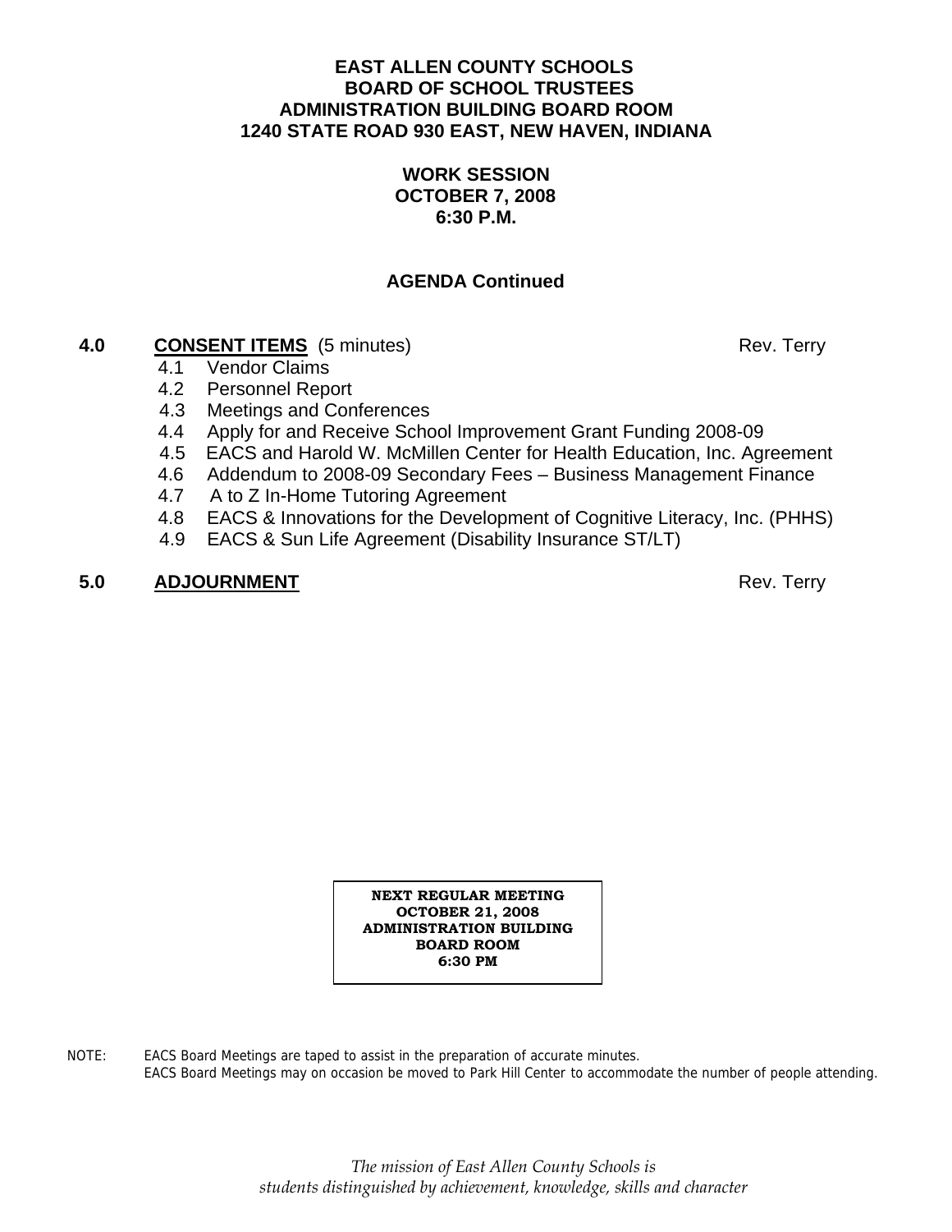**EAST ALLEN COUNTY SCHOOLS**
**BOARD OF SCHOOL TRUSTEES**
**ADMINISTRATION BUILDING BOARD ROOM**
**1240 STATE ROAD 930 EAST, NEW HAVEN, INDIANA**

**WORK SESSION**
**OCTOBER 7, 2008**
**6:30 P.M.**

## AGENDA Continued

**4.0 CONSENT ITEMS** (5 minutes) Rev. Terry

- 4.1 Vendor Claims
- 4.2 Personnel Report
- 4.3 Meetings and Conferences
- 4.4 Apply for and Receive School Improvement Grant Funding 2008-09
- 4.5 EACS and Harold W. McMillen Center for Health Education, Inc. Agreement
- 4.6 Addendum to 2008-09 Secondary Fees – Business Management Finance
- 4.7 A to Z In-Home Tutoring Agreement
- 4.8 EACS & Innovations for the Development of Cognitive Literacy, Inc. (PHHS)
- 4.9 EACS & Sun Life Agreement (Disability Insurance ST/LT)

**5.0 ADJOURNMENT** Rev. Terry

**NEXT REGULAR MEETING**
**OCTOBER 21, 2008**
**ADMINISTRATION BUILDING**
**BOARD ROOM**
**6:30 PM**

NOTE: EACS Board Meetings are taped to assist in the preparation of accurate minutes.
EACS Board Meetings may on occasion be moved to Park Hill Center to accommodate the number of people attending.

*The mission of East Allen County Schools is students distinguished by achievement, knowledge, skills and character*